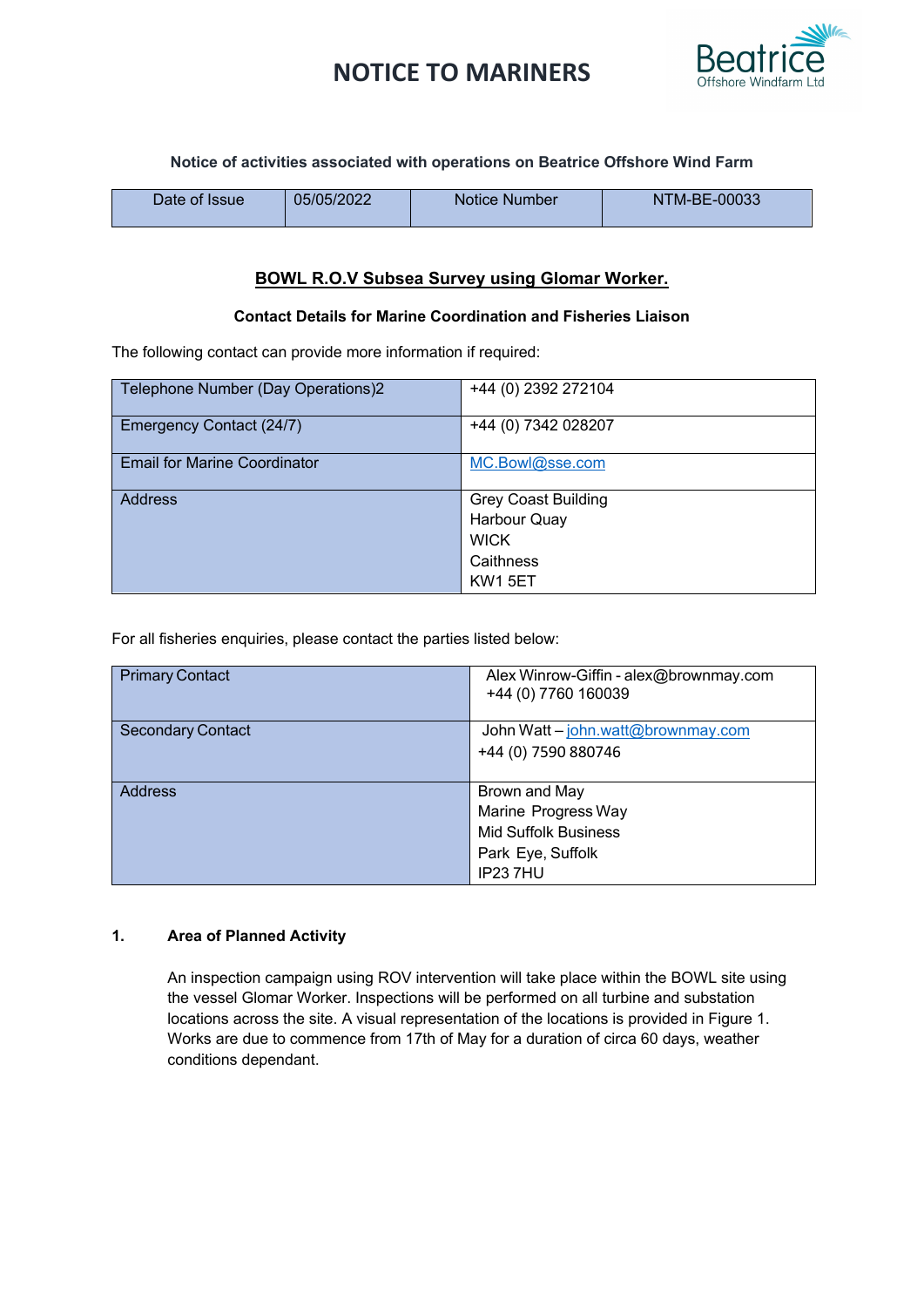# NOTICE TO MARINERS

Beatrice Offshore Windfarm Ltd

**Notice of activities associated with operations on Beatrice Offshore Wind Farm**

| Date of Issue | 05/05/2022 | Notice Number | NTM-BE-00033 |
|---|---|---|---|

## BOWL R.O.V Subsea Survey using Glomar Worker.

**Contact Details for Marine Coordination and Fisheries Liaison**

The following contact can provide more information if required:

| | |
|---|---|
| Telephone Number (Day Operations)2 | +44 (0) 2392 272104 |
| Emergency Contact (24/7) | +44 (0) 7342 028207 |
| Email for Marine Coordinator | MC.Bowl@sse.com |
| Address | Grey Coast Building<br>Harbour Quay<br>WICK<br>Caithness<br>KW1 5ET |

For all fisheries enquiries, please contact the parties listed below:

| | |
|---|---|
| Primary Contact | Alex Winrow-Giffin - alex@brownmay.com<br>+44 (0) 7760 160039 |
| Secondary Contact | John Watt – john.watt@brownmay.com<br>+44 (0) 7590 880746 |
| Address | Brown and May<br>Marine Progress Way<br>Mid Suffolk Business<br>Park Eye, Suffolk<br>IP23 7HU |

### 1. Area of Planned Activity

An inspection campaign using ROV intervention will take place within the BOWL site using the vessel Glomar Worker. Inspections will be performed on all turbine and substation locations across the site. A visual representation of the locations is provided in Figure 1. Works are due to commence from 17th of May for a duration of circa 60 days, weather conditions dependant.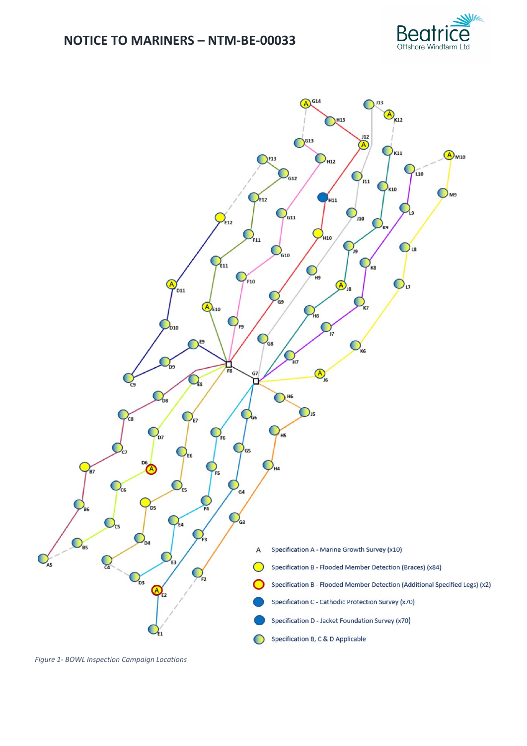# NOTICE TO MARINERS – NTM-BE-00033

A Specification A - Marine Growth Survey (x10)

Specification B - Flooded Member Detection (Braces) (x84)

Specification B - Flooded Member Detection (Additional Specified Legs) (x2)

Specification C - Cathodic Protection Survey (x70)

Specification D - Jacket Foundation Survey (x70)

Specification B, C & D Applicable

*Figure 1- BOWL Inspection Campaign Locations*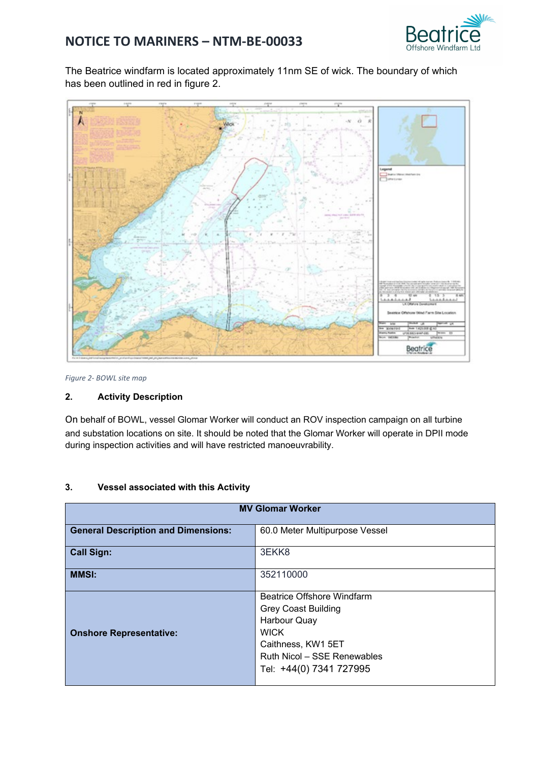The Beatrice windfarm is located approximately 11nm SE of wick. The boundary of which has been outlined in red in figure 2.

*Figure 2- BOWL site map*

## 2. Activity Description

On behalf of BOWL, vessel Glomar Worker will conduct an ROV inspection campaign on all turbine and substation locations on site. It should be noted that the Glomar Worker will operate in DPII mode during inspection activities and will have restricted manoeuvrability.

## 3. Vessel associated with this Activity

| MV Glomar Worker | |
|---|---|
| **General Description and Dimensions:** | 60.0 Meter Multipurpose Vessel |
| **Call Sign:** | 3EKK8 |
| **MMSI:** | 352110000 |
| **Onshore Representative:** | Beatrice Offshore Windfarm<br>Grey Coast Building<br>Harbour Quay<br>WICK<br>Caithness, KW1 5ET<br>Ruth Nicol – SSE Renewables<br>Tel: +44(0) 7341 727995 |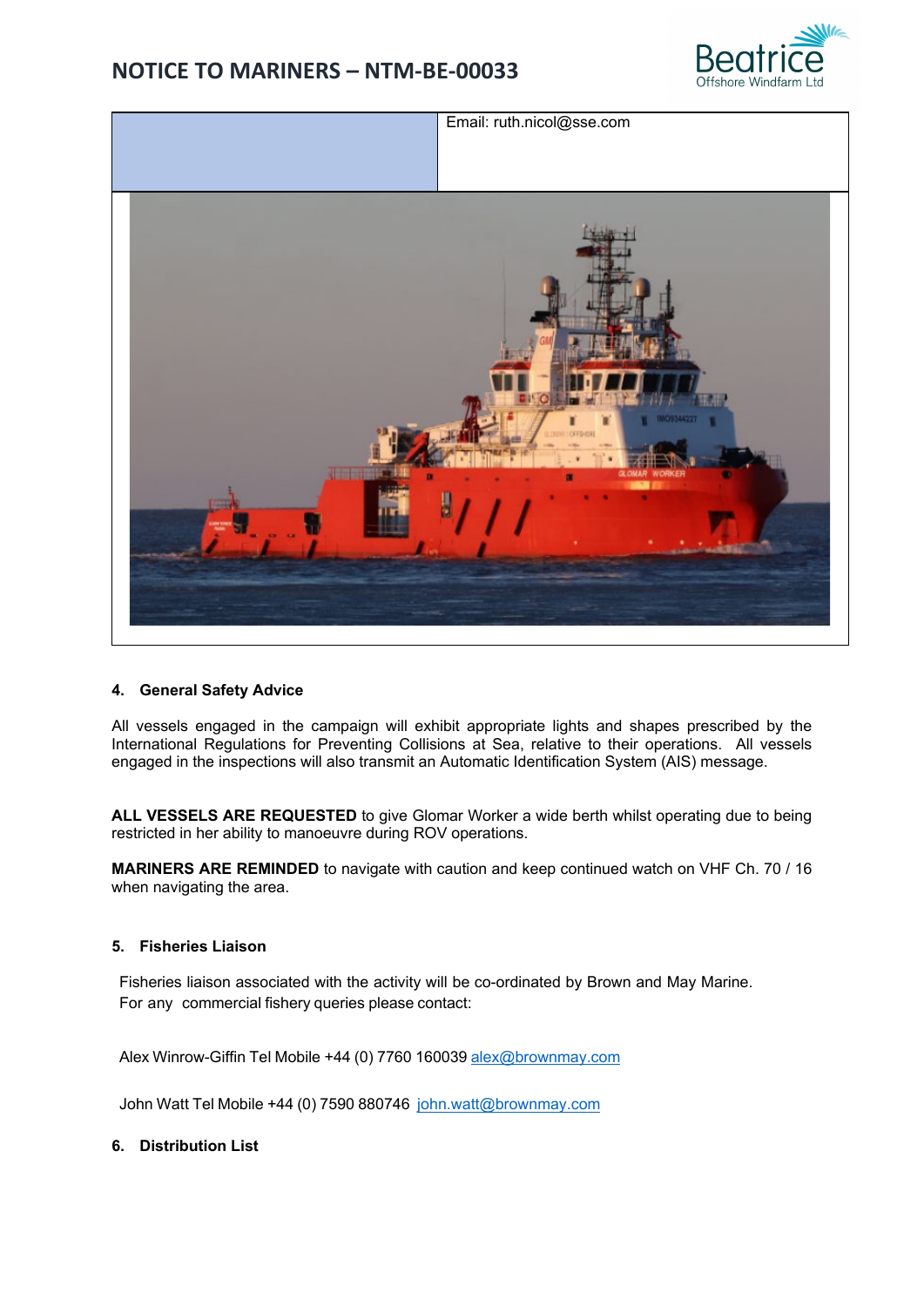| | Email: ruth.nicol@sse.com |
|---|---|

#### 4. General Safety Advice

All vessels engaged in the campaign will exhibit appropriate lights and shapes prescribed by the International Regulations for Preventing Collisions at Sea, relative to their operations. All vessels engaged in the inspections will also transmit an Automatic Identification System (AIS) message.

**ALL VESSELS ARE REQUESTED** to give Glomar Worker a wide berth whilst operating due to being restricted in her ability to manoeuvre during ROV operations.

**MARINERS ARE REMINDED** to navigate with caution and keep continued watch on VHF Ch. 70 / 16 when navigating the area.

#### 5. Fisheries Liaison

Fisheries liaison associated with the activity will be co-ordinated by Brown and May Marine. For any commercial fishery queries please contact:

Alex Winrow-Giffin Tel Mobile +44 (0) 7760 160039 alex@brownmay.com

John Watt Tel Mobile +44 (0) 7590 880746 john.watt@brownmay.com

#### 6. Distribution List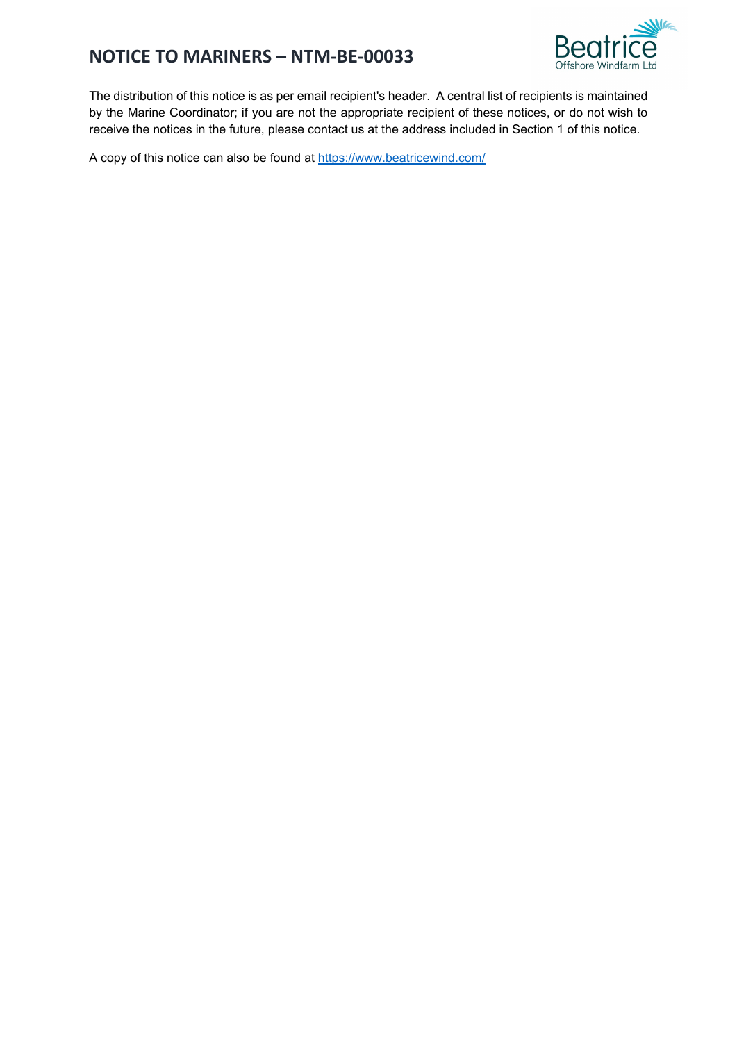The distribution of this notice is as per email recipient's header. A central list of recipients is maintained by the Marine Coordinator; if you are not the appropriate recipient of these notices, or do not wish to receive the notices in the future, please contact us at the address included in Section 1 of this notice.

A copy of this notice can also be found at https://www.beatricewind.com/